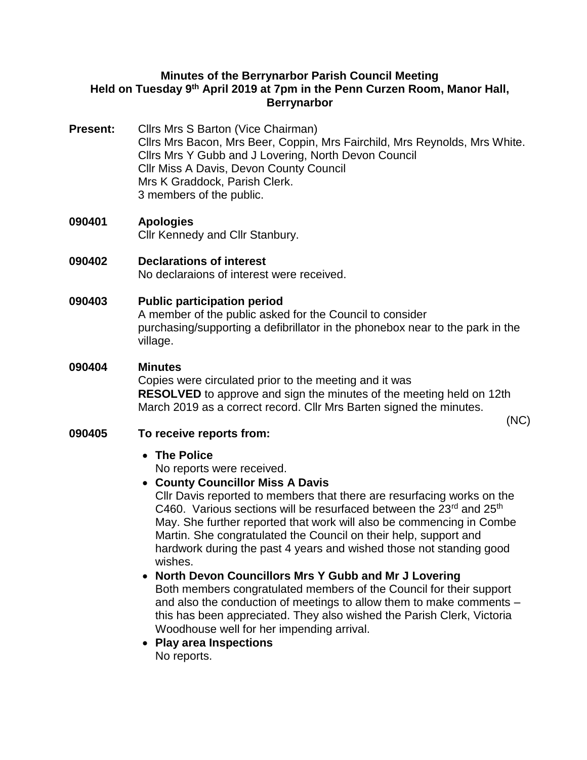**Minutes of the Berrynarbor Parish Council Meeting**
**Held on Tuesday 9th April 2019 at 7pm in the Penn Curzen Room, Manor Hall, Berrynarbor**

**Present:** Cllrs Mrs S Barton (Vice Chairman)
Cllrs Mrs Bacon, Mrs Beer, Coppin, Mrs Fairchild, Mrs Reynolds, Mrs White.
Cllrs Mrs Y Gubb and J Lovering, North Devon Council
Cllr Miss A Davis, Devon County Council
Mrs K Graddock, Parish Clerk.
3 members of the public.

**090401 Apologies**
Cllr Kennedy and Cllr Stanbury.

**090402 Declarations of interest**
No declaraions of interest were received.

**090403 Public participation period**
A member of the public asked for the Council to consider purchasing/supporting a defibrillator in the phonebox near to the park in the village.

**090404 Minutes**
Copies were circulated prior to the meeting and it was **RESOLVED** to approve and sign the minutes of the meeting held on 12th March 2019 as a correct record. Cllr Mrs Barten signed the minutes.

(NC)

**090405 To receive reports from:**

- **The Police**
  No reports were received.
- **County Councillor Miss A Davis**
  Cllr Davis reported to members that there are resurfacing works on the C460. Various sections will be resurfaced between the 23rd and 25th May. She further reported that work will also be commencing in Combe Martin. She congratulated the Council on their help, support and hardwork during the past 4 years and wished those not standing good wishes.
- **North Devon Councillors Mrs Y Gubb and Mr J Lovering**
  Both members congratulated members of the Council for their support and also the conduction of meetings to allow them to make comments – this has been appreciated. They also wished the Parish Clerk, Victoria Woodhouse well for her impending arrival.
- **Play area Inspections**
  No reports.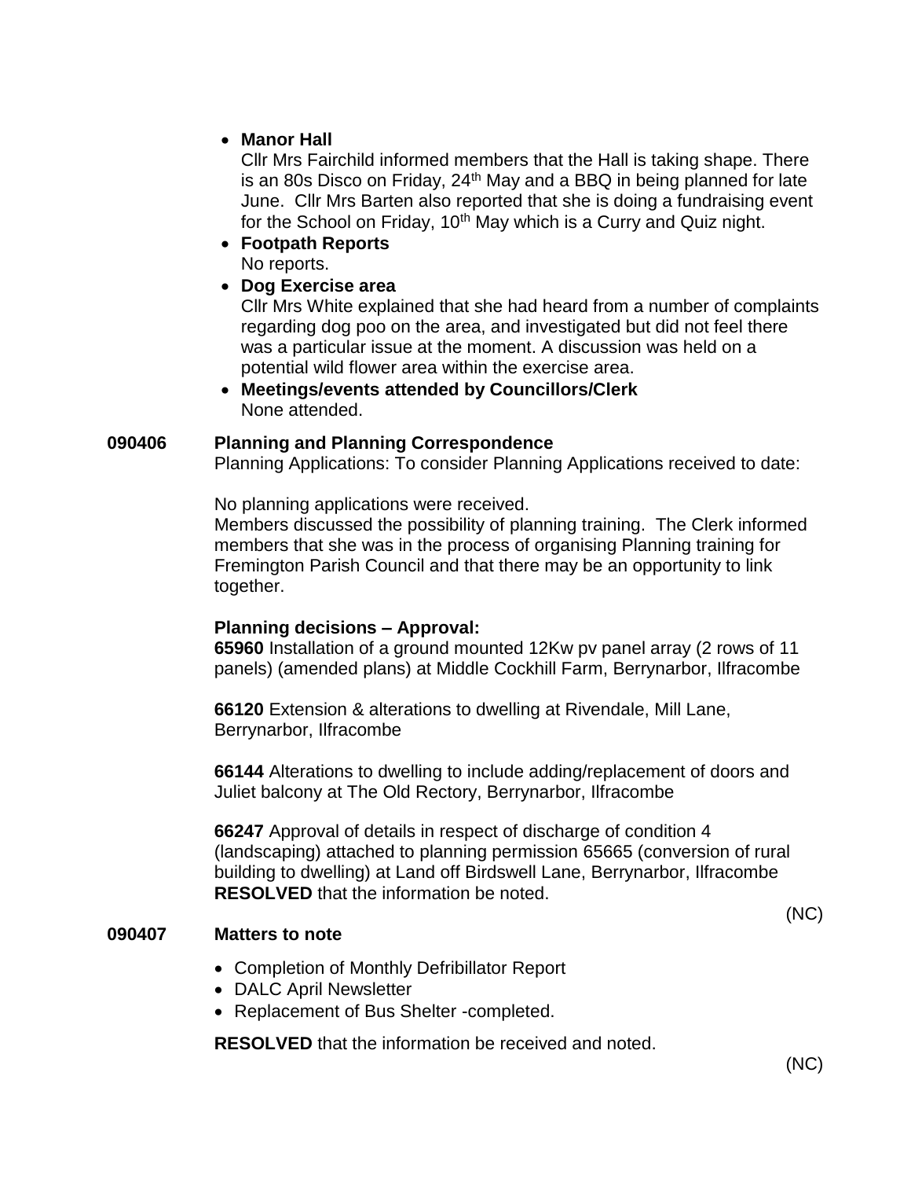- **Manor Hall**
  Cllr Mrs Fairchild informed members that the Hall is taking shape. There is an 80s Disco on Friday, 24th May and a BBQ in being planned for late June. Cllr Mrs Barten also reported that she is doing a fundraising event for the School on Friday, 10th May which is a Curry and Quiz night.
- **Footpath Reports**
  No reports.
- **Dog Exercise area**
  Cllr Mrs White explained that she had heard from a number of complaints regarding dog poo on the area, and investigated but did not feel there was a particular issue at the moment. A discussion was held on a potential wild flower area within the exercise area.
- **Meetings/events attended by Councillors/Clerk**
  None attended.

**090406 Planning and Planning Correspondence**

Planning Applications: To consider Planning Applications received to date:

No planning applications were received.
Members discussed the possibility of planning training. The Clerk informed members that she was in the process of organising Planning training for Fremington Parish Council and that there may be an opportunity to link together.

**Planning decisions – Approval:**

**65960** Installation of a ground mounted 12Kw pv panel array (2 rows of 11 panels) (amended plans) at Middle Cockhill Farm, Berrynarbor, Ilfracombe

**66120** Extension & alterations to dwelling at Rivendale, Mill Lane, Berrynarbor, Ilfracombe

**66144** Alterations to dwelling to include adding/replacement of doors and Juliet balcony at The Old Rectory, Berrynarbor, Ilfracombe

**66247** Approval of details in respect of discharge of condition 4 (landscaping) attached to planning permission 65665 (conversion of rural building to dwelling) at Land off Birdswell Lane, Berrynarbor, Ilfracombe
**RESOLVED** that the information be noted.

(NC)

**090407 Matters to note**

- Completion of Monthly Defibrillator Report
- DALC April Newsletter
- Replacement of Bus Shelter -completed.

**RESOLVED** that the information be received and noted.

(NC)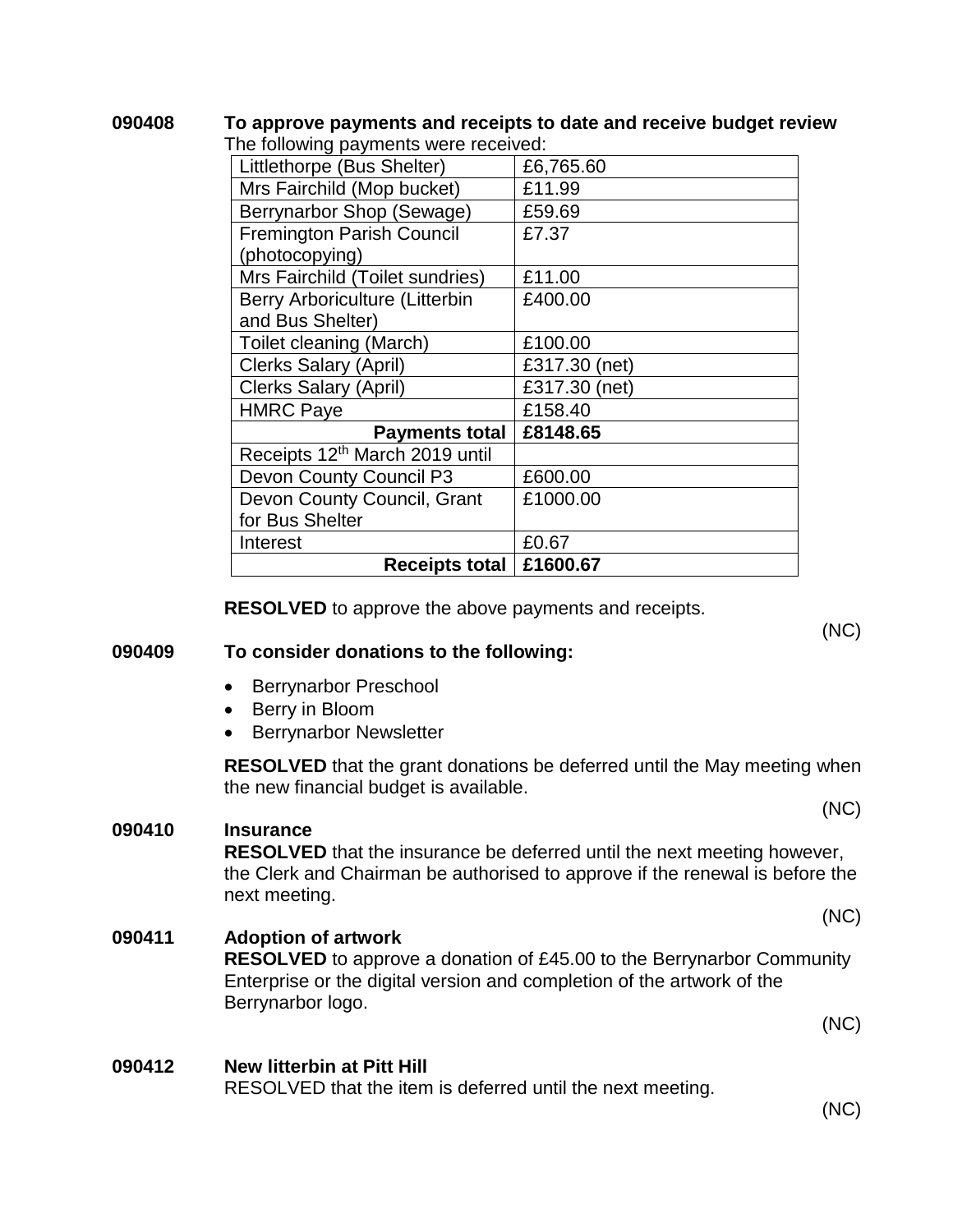**090408 To approve payments and receipts to date and receive budget review**

The following payments were received:

| | |
|---|---|
| Littlethorpe (Bus Shelter) | £6,765.60 |
| Mrs Fairchild (Mop bucket) | £11.99 |
| Berrynarbor Shop (Sewage) | £59.69 |
| Fremington Parish Council (photocopying) | £7.37 |
| Mrs Fairchild (Toilet sundries) | £11.00 |
| Berry Arboriculture (Litterbin and Bus Shelter) | £400.00 |
| Toilet cleaning (March) | £100.00 |
| Clerks Salary (April) | £317.30 (net) |
| Clerks Salary (April) | £317.30 (net) |
| HMRC Paye | £158.40 |
| **Payments total** | **£8148.65** |
| Receipts 12th March 2019 until | |
| Devon County Council P3 | £600.00 |
| Devon County Council, Grant for Bus Shelter | £1000.00 |
| Interest | £0.67 |
| **Receipts total** | **£1600.67** |

**RESOLVED** to approve the above payments and receipts.

(NC)

**090409 To consider donations to the following:**

- Berrynarbor Preschool
- Berry in Bloom
- Berrynarbor Newsletter

**RESOLVED** that the grant donations be deferred until the May meeting when the new financial budget is available.

(NC)

**090410 Insurance**

**RESOLVED** that the insurance be deferred until the next meeting however, the Clerk and Chairman be authorised to approve if the renewal is before the next meeting.

(NC)

**090411 Adoption of artwork**

**RESOLVED** to approve a donation of £45.00 to the Berrynarbor Community Enterprise or the digital version and completion of the artwork of the Berrynarbor logo.

(NC)

**090412 New litterbin at Pitt Hill**

RESOLVED that the item is deferred until the next meeting.

(NC)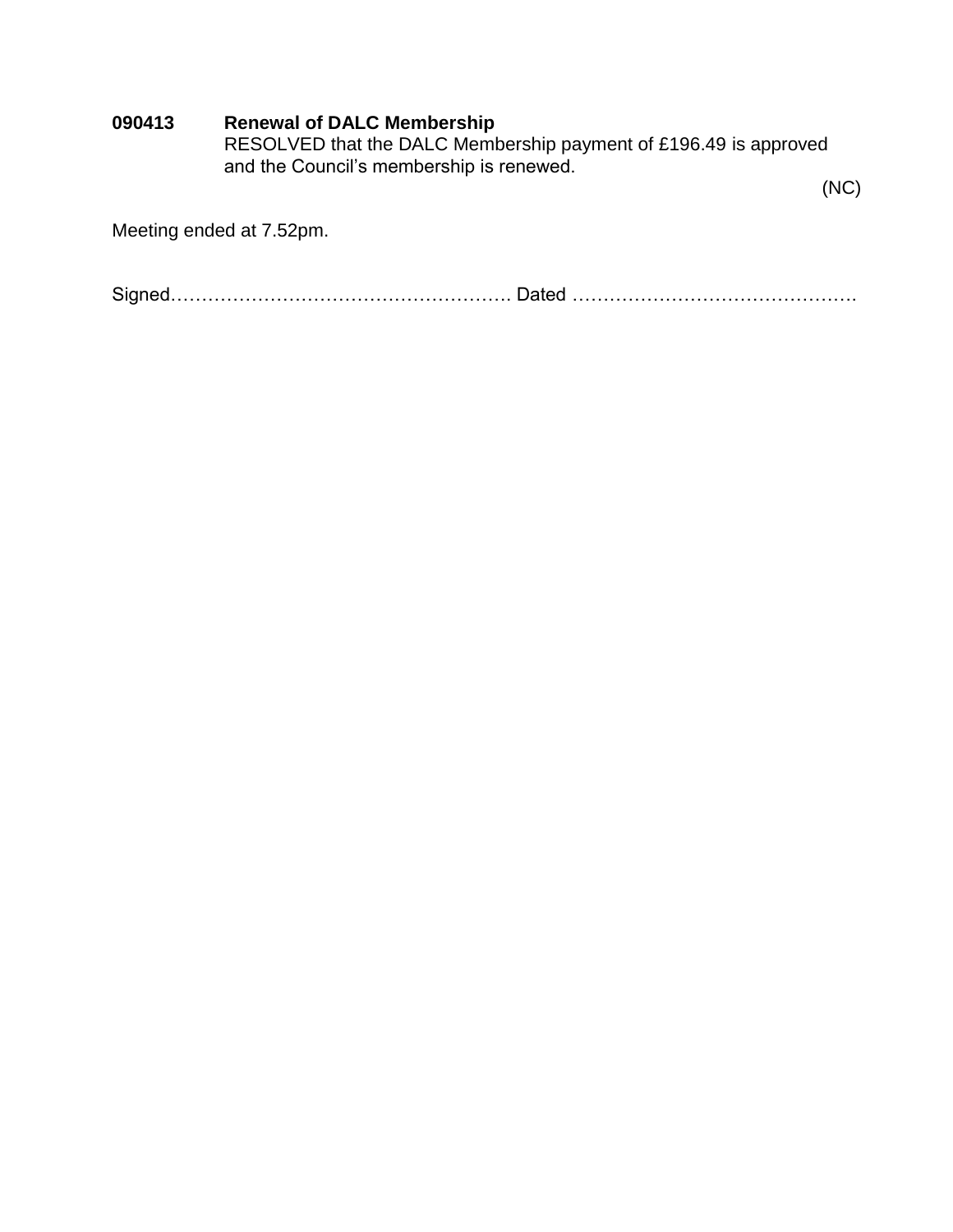**090413 Renewal of DALC Membership**

RESOLVED that the DALC Membership payment of £196.49 is approved and the Council's membership is renewed.

(NC)

Meeting ended at 7.52pm.

Signed……………………………………………… Dated ………………………………………